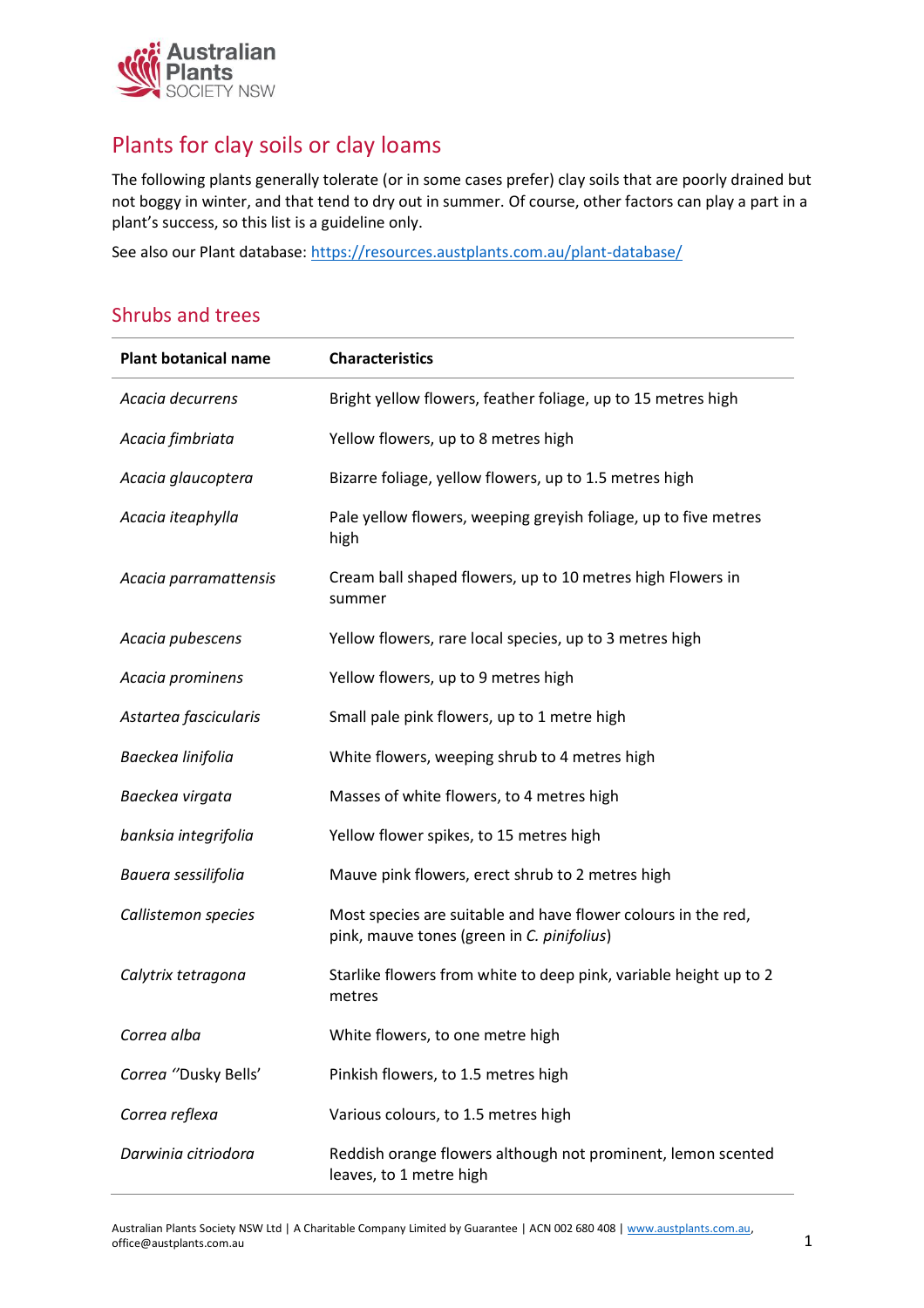Australian Plants SOCIETY NSW

# Plants for clay soils or clay loams

The following plants generally tolerate (or in some cases prefer) clay soils that are poorly drained but not boggy in winter, and that tend to dry out in summer. Of course, other factors can play a part in a plant's success, so this list is a guideline only.

See also our Plant database: https://resources.austplants.com.au/plant-database/

## Shrubs and trees

| Plant botanical name | Characteristics |
|---|---|
| *Acacia decurrens* | Bright yellow flowers, feather foliage, up to 15 metres high |
| *Acacia fimbriata* | Yellow flowers, up to 8 metres high |
| *Acacia glaucoptera* | Bizarre foliage, yellow flowers, up to 1.5 metres high |
| *Acacia iteaphylla* | Pale yellow flowers, weeping greyish foliage, up to five metres high |
| *Acacia parramattensis* | Cream ball shaped flowers, up to 10 metres high Flowers in summer |
| *Acacia pubescens* | Yellow flowers, rare local species, up to 3 metres high |
| *Acacia prominens* | Yellow flowers, up to 9 metres high |
| *Astartea fascicularis* | Small pale pink flowers, up to 1 metre high |
| *Baeckea linifolia* | White flowers, weeping shrub to 4 metres high |
| *Baeckea virgata* | Masses of white flowers, to 4 metres high |
| *banksia integrifolia* | Yellow flower spikes, to 15 metres high |
| *Bauera sessilifolia* | Mauve pink flowers, erect shrub to 2 metres high |
| *Callistemon species* | Most species are suitable and have flower colours in the red, pink, mauve tones (green in *C. pinifolius*) |
| *Calytrix tetragona* | Starlike flowers from white to deep pink, variable height up to 2 metres |
| *Correa alba* | White flowers, to one metre high |
| *Correa* ''Dusky Bells' | Pinkish flowers, to 1.5 metres high |
| *Correa reflexa* | Various colours, to 1.5 metres high |
| *Darwinia citriodora* | Reddish orange flowers although not prominent, lemon scented leaves, to 1 metre high |

Australian Plants Society NSW Ltd | A Charitable Company Limited by Guarantee | ACN 002 680 408 | www.austplants.com.au, office@austplants.com.au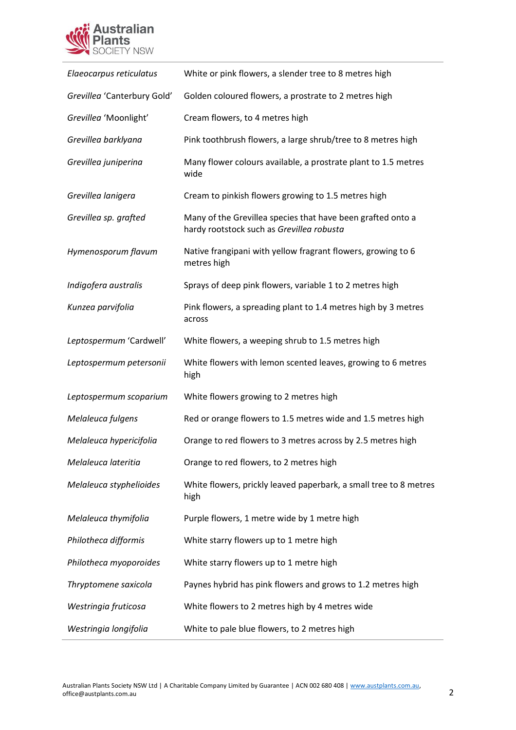| | |
|---|---|
| *Elaeocarpus reticulatus* | White or pink flowers, a slender tree to 8 metres high |
| *Grevillea* 'Canterbury Gold' | Golden coloured flowers, a prostrate to 2 metres high |
| *Grevillea* 'Moonlight' | Cream flowers, to 4 metres high |
| *Grevillea barklyana* | Pink toothbrush flowers, a large shrub/tree to 8 metres high |
| *Grevillea juniperina* | Many flower colours available, a prostrate plant to 1.5 metres wide |
| *Grevillea lanigera* | Cream to pinkish flowers growing to 1.5 metres high |
| *Grevillea sp. grafted* | Many of the Grevillea species that have been grafted onto a hardy rootstock such as *Grevillea robusta* |
| *Hymenosporum flavum* | Native frangipani with yellow fragrant flowers, growing to 6 metres high |
| *Indigofera australis* | Sprays of deep pink flowers, variable 1 to 2 metres high |
| *Kunzea parvifolia* | Pink flowers, a spreading plant to 1.4 metres high by 3 metres across |
| *Leptospermum* 'Cardwell' | White flowers, a weeping shrub to 1.5 metres high |
| *Leptospermum petersonii* | White flowers with lemon scented leaves, growing to 6 metres high |
| *Leptospermum scoparium* | White flowers growing to 2 metres high |
| *Melaleuca fulgens* | Red or orange flowers to 1.5 metres wide and 1.5 metres high |
| *Melaleuca hypericifolia* | Orange to red flowers to 3 metres across by 2.5 metres high |
| *Melaleuca lateritia* | Orange to red flowers, to 2 metres high |
| *Melaleuca styphelioides* | White flowers, prickly leaved paperbark, a small tree to 8 metres high |
| *Melaleuca thymifolia* | Purple flowers, 1 metre wide by 1 metre high |
| *Philotheca difformis* | White starry flowers up to 1 metre high |
| *Philotheca myoporoides* | White starry flowers up to 1 metre high |
| *Thryptomene saxicola* | Paynes hybrid has pink flowers and grows to 1.2 metres high |
| *Westringia fruticosa* | White flowers to 2 metres high by 4 metres wide |
| *Westringia longifolia* | White to pale blue flowers, to 2 metres high |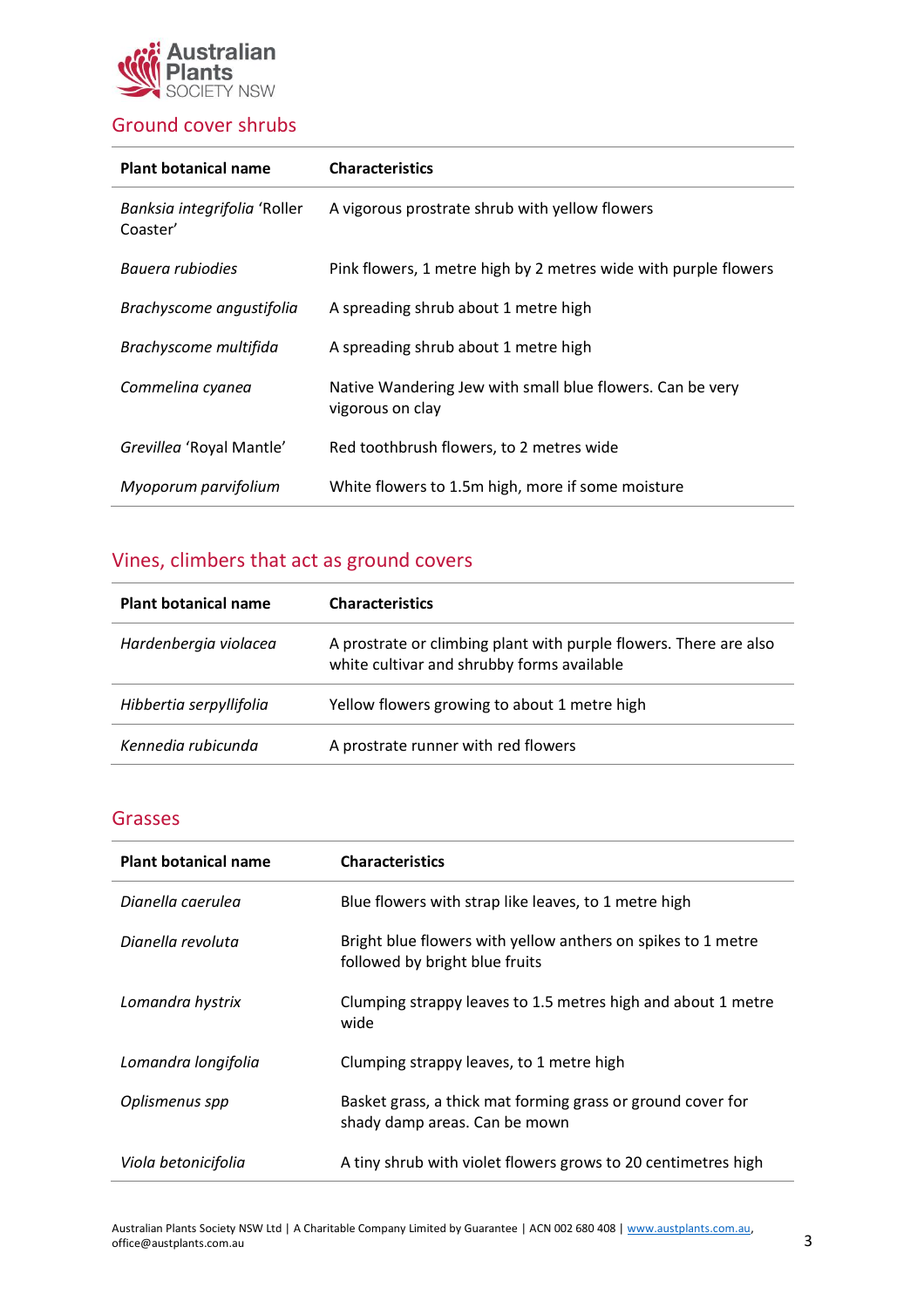## Ground cover shrubs

| Plant botanical name | Characteristics |
|---|---|
| *Banksia integrifolia* 'Roller Coaster' | A vigorous prostrate shrub with yellow flowers |
| *Bauera rubiodies* | Pink flowers, 1 metre high by 2 metres wide with purple flowers |
| *Brachyscome angustifolia* | A spreading shrub about 1 metre high |
| *Brachyscome multifida* | A spreading shrub about 1 metre high |
| *Commelina cyanea* | Native Wandering Jew with small blue flowers. Can be very vigorous on clay |
| *Grevillea* 'Royal Mantle' | Red toothbrush flowers, to 2 metres wide |
| *Myoporum parvifolium* | White flowers to 1.5m high, more if some moisture |

## Vines, climbers that act as ground covers

| Plant botanical name | Characteristics |
|---|---|
| *Hardenbergia violacea* | A prostrate or climbing plant with purple flowers. There are also white cultivar and shrubby forms available |
| *Hibbertia serpyllifolia* | Yellow flowers growing to about 1 metre high |
| *Kennedia rubicunda* | A prostrate runner with red flowers |

## Grasses

| Plant botanical name | Characteristics |
|---|---|
| *Dianella caerulea* | Blue flowers with strap like leaves, to 1 metre high |
| *Dianella revoluta* | Bright blue flowers with yellow anthers on spikes to 1 metre followed by bright blue fruits |
| *Lomandra hystrix* | Clumping strappy leaves to 1.5 metres high and about 1 metre wide |
| *Lomandra longifolia* | Clumping strappy leaves, to 1 metre high |
| *Oplismenus spp* | Basket grass, a thick mat forming grass or ground cover for shady damp areas. Can be mown |
| *Viola betonicifolia* | A tiny shrub with violet flowers grows to 20 centimetres high |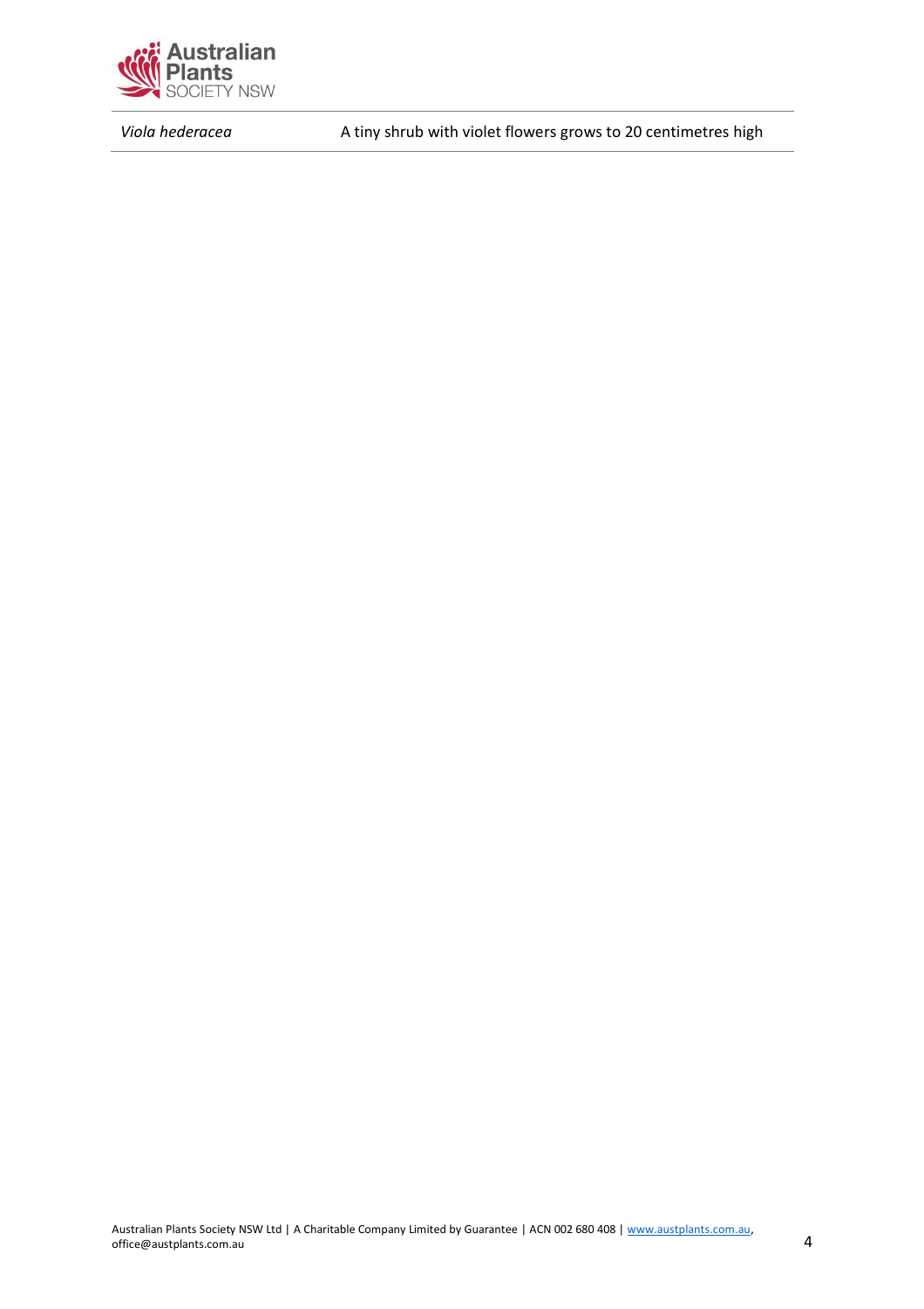| | |
|---|---|
| *Viola hederacea* | A tiny shrub with violet flowers grows to 20 centimetres high |